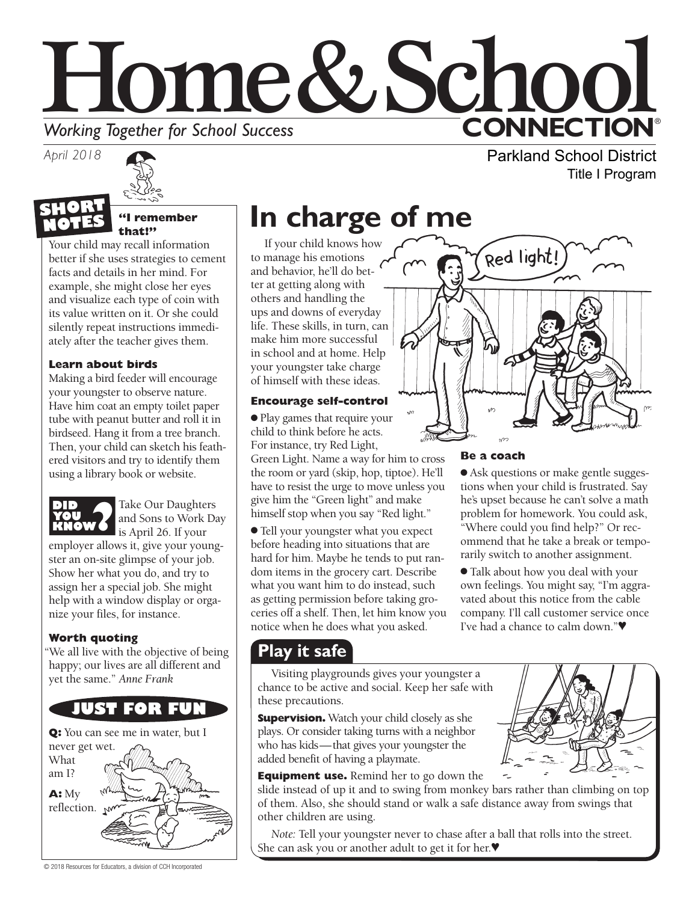# Home & School CONNECTION®

*Working Together for School Success*

*April 2018*

Parkland School District
Title I Program

## SHORT NOTES

### "I remember that!"

Your child may recall information better if she uses strategies to cement facts and details in her mind. For example, she might close her eyes and visualize each type of coin with its value written on it. Or she could silently repeat instructions immediately after the teacher gives them.

### Learn about birds

Making a bird feeder will encourage your youngster to observe nature. Have him coat an empty toilet paper tube with peanut butter and roll it in birdseed. Hang it from a tree branch. Then, your child can sketch his feathered visitors and try to identify them using a library book or website.

### DID YOU KNOW?

Take Our Daughters and Sons to Work Day is April 26. If your employer allows it, give your youngster an on-site glimpse of your job. Show her what you do, and try to assign her a special job. She might help with a window display or organize your files, for instance.

### Worth quoting

"We all live with the objective of being happy; our lives are all different and yet the same." *Anne Frank*

### JUST FOR FUN

**Q:** You can see me in water, but I never get wet. What am I?

**A:** My reflection.

# In charge of me

If your child knows how to manage his emotions and behavior, he'll do better at getting along with others and handling the ups and downs of everyday life. These skills, in turn, can make him more successful in school and at home. Help your youngster take charge of himself with these ideas.

### Encourage self-control

- Play games that require your child to think before he acts. For instance, try Red Light, Green Light. Name a way for him to cross the room or yard (skip, hop, tiptoe). He'll have to resist the urge to move unless you give him the "Green light" and make himself stop when you say "Red light."
- Tell your youngster what you expect before heading into situations that are hard for him. Maybe he tends to put random items in the grocery cart. Describe what you want him to do instead, such as getting permission before taking groceries off a shelf. Then, let him know you notice when he does what you asked.

### Be a coach

- Ask questions or make gentle suggestions when your child is frustrated. Say he's upset because he can't solve a math problem for homework. You could ask, "Where could you find help?" Or recommend that he take a break or temporarily switch to another assignment.
- Talk about how you deal with your own feelings. You might say, "I'm aggravated about this notice from the cable company. I'll call customer service once I've had a chance to calm down."♥

## Play it safe

Visiting playgrounds gives your youngster a chance to be active and social. Keep her safe with these precautions.

**Supervision.** Watch your child closely as she plays. Or consider taking turns with a neighbor who has kids—that gives your youngster the added benefit of having a playmate.

**Equipment use.** Remind her to go down the slide instead of up it and to swing from monkey bars rather than climbing on top of them. Also, she should stand or walk a safe distance away from swings that other children are using.

*Note:* Tell your youngster never to chase after a ball that rolls into the street. She can ask you or another adult to get it for her.♥

© 2018 Resources for Educators, a division of CCH Incorporated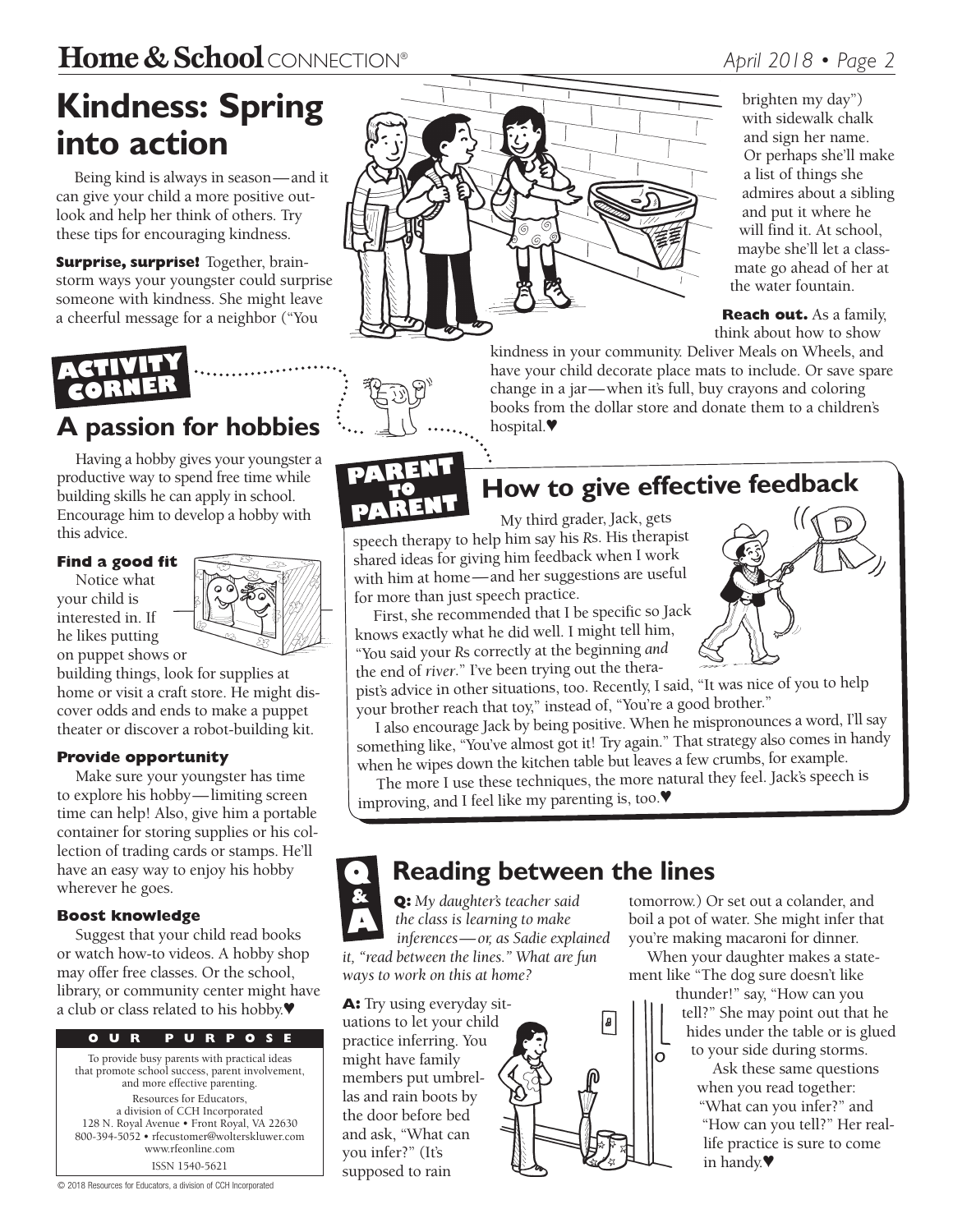# Kindness: Spring into action

Being kind is always in season—and it can give your child a more positive outlook and help her think of others. Try these tips for encouraging kindness.

**Surprise, surprise!** Together, brainstorm ways your youngster could surprise someone with kindness. She might leave a cheerful message for a neighbor ("You brighten my day") with sidewalk chalk and sign her name. Or perhaps she'll make a list of things she admires about a sibling and put it where he will find it. At school, maybe she'll let a classmate go ahead of her at the water fountain.

**Reach out.** As a family, think about how to show kindness in your community. Deliver Meals on Wheels, and have your child decorate place mats to include. Or save spare change in a jar—when it's full, buy crayons and coloring books from the dollar store and donate them to a children's hospital.♥

## ACTIVITY CORNER

# A passion for hobbies

Having a hobby gives your youngster a productive way to spend free time while building skills he can apply in school. Encourage him to develop a hobby with this advice.

### Find a good fit

Notice what your child is interested in. If he likes putting on puppet shows or building things, look for supplies at home or visit a craft store. He might discover odds and ends to make a puppet theater or discover a robot-building kit.

### Provide opportunity

Make sure your youngster has time to explore his hobby—limiting screen time can help! Also, give him a portable container for storing supplies or his collection of trading cards or stamps. He'll have an easy way to enjoy his hobby wherever he goes.

### Boost knowledge

Suggest that your child read books or watch how-to videos. A hobby shop may offer free classes. Or the school, library, or community center might have a club or class related to his hobby.♥

## PARENT TO PARENT

# How to give effective feedback

My third grader, Jack, gets speech therapy to help him say his *R*s. His therapist shared ideas for giving him feedback when I work with him at home—and her suggestions are useful for more than just speech practice.

First, she recommended that I be specific so Jack knows exactly what he did well. I might tell him, "You said your *R*s correctly at the beginning *and* the end of *river*." I've been trying out the therapist's advice in other situations, too. Recently, I said, "It was nice of you to help your brother reach that toy," instead of, "You're a good brother."

I also encourage Jack by being positive. When he mispronounces a word, I'll say something like, "You've almost got it! Try again." That strategy also comes in handy when he wipes down the kitchen table but leaves a few crumbs, for example.

The more I use these techniques, the more natural they feel. Jack's speech is improving, and I feel like my parenting is, too.♥

## Q & A

# Reading between the lines

**Q:** *My daughter's teacher said the class is learning to make inferences—or, as Sadie explained it, "read between the lines." What are fun ways to work on this at home?*

**A:** Try using everyday situations to let your child practice inferring. You might have family members put umbrellas and rain boots by the door before bed and ask, "What can you infer?" (It's supposed to rain tomorrow.) Or set out a colander, and boil a pot of water. She might infer that you're making macaroni for dinner.

When your daughter makes a statement like "The dog sure doesn't like thunder!" say, "How can you tell?" She may point out that he hides under the table or is glued to your side during storms.

Ask these same questions when you read together: "What can you infer?" and "How can you tell?" Her real-life practice is sure to come in handy.♥

---

**OUR PURPOSE**

To provide busy parents with practical ideas that promote school success, parent involvement, and more effective parenting.

Resources for Educators, a division of CCH Incorporated
128 N. Royal Avenue • Front Royal, VA 22630
800-394-5052 • rfecustomer@wolterskluwer.com
www.rfeonline.com

ISSN 1540-5621

© 2018 Resources for Educators, a division of CCH Incorporated